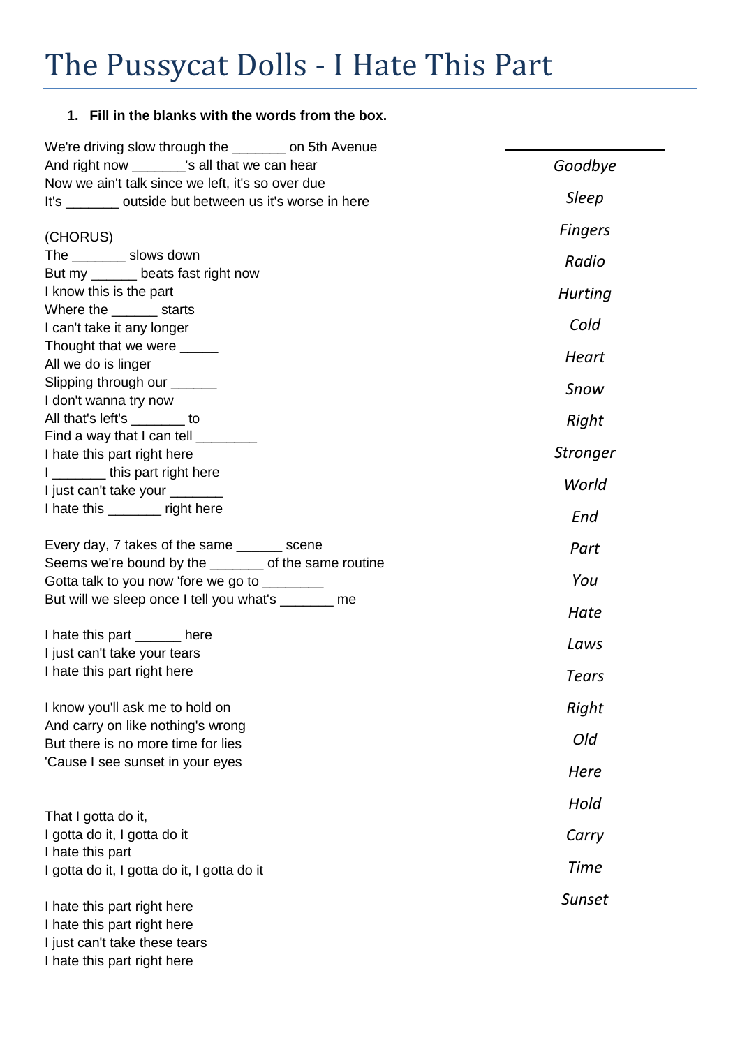# The Pussycat Dolls - I Hate This Part

1. **Fill in the blanks with the words from the box.**

We're driving slow through the _______ on 5th Avenue
And right now _______'s all that we can hear
Now we ain't talk since we left, it's so over due
It's _______ outside but between us it's worse in here

(CHORUS)
The _______ slows down
But my ______ beats fast right now
I know this is the part
Where the ______ starts
I can't take it any longer
Thought that we were _____
All we do is linger
Slipping through our ______
I don't wanna try now
All that's left's _______ to
Find a way that I can tell ________
I hate this part right here
I _______ this part right here
I just can't take your _______
I hate this _______ right here

Every day, 7 takes of the same ______ scene
Seems we're bound by the _______ of the same routine
Gotta talk to you now 'fore we go to ________
But will we sleep once I tell you what's _______ me

I hate this part ______ here
I just can't take your tears
I hate this part right here

I know you'll ask me to hold on
And carry on like nothing's wrong
But there is no more time for lies
'Cause I see sunset in your eyes

That I gotta do it,
I gotta do it, I gotta do it
I hate this part
I gotta do it, I gotta do it, I gotta do it

I hate this part right here
I hate this part right here
I just can't take these tears
I hate this part right here

| |
|---|
| *Goodbye* |
| *Sleep* |
| *Fingers* |
| *Radio* |
| *Hurting* |
| *Cold* |
| *Heart* |
| *Snow* |
| *Right* |
| *Stronger* |
| *World* |
| *End* |
| *Part* |
| *You* |
| *Hate* |
| *Laws* |
| *Tears* |
| *Right* |
| *Old* |
| *Here* |
| *Hold* |
| *Carry* |
| *Time* |
| *Sunset* |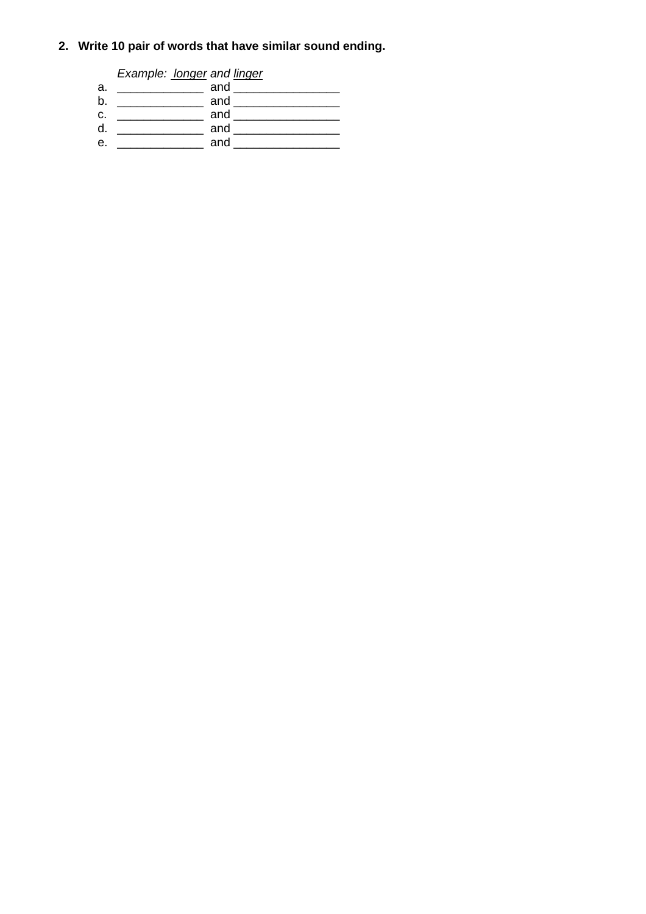2. **Write 10 pair of words that have similar sound ending.**

   *Example: longer and linger*

   a. _____________ and ________________
   b. _____________ and ________________
   c. _____________ and ________________
   d. _____________ and ________________
   e. _____________ and ________________